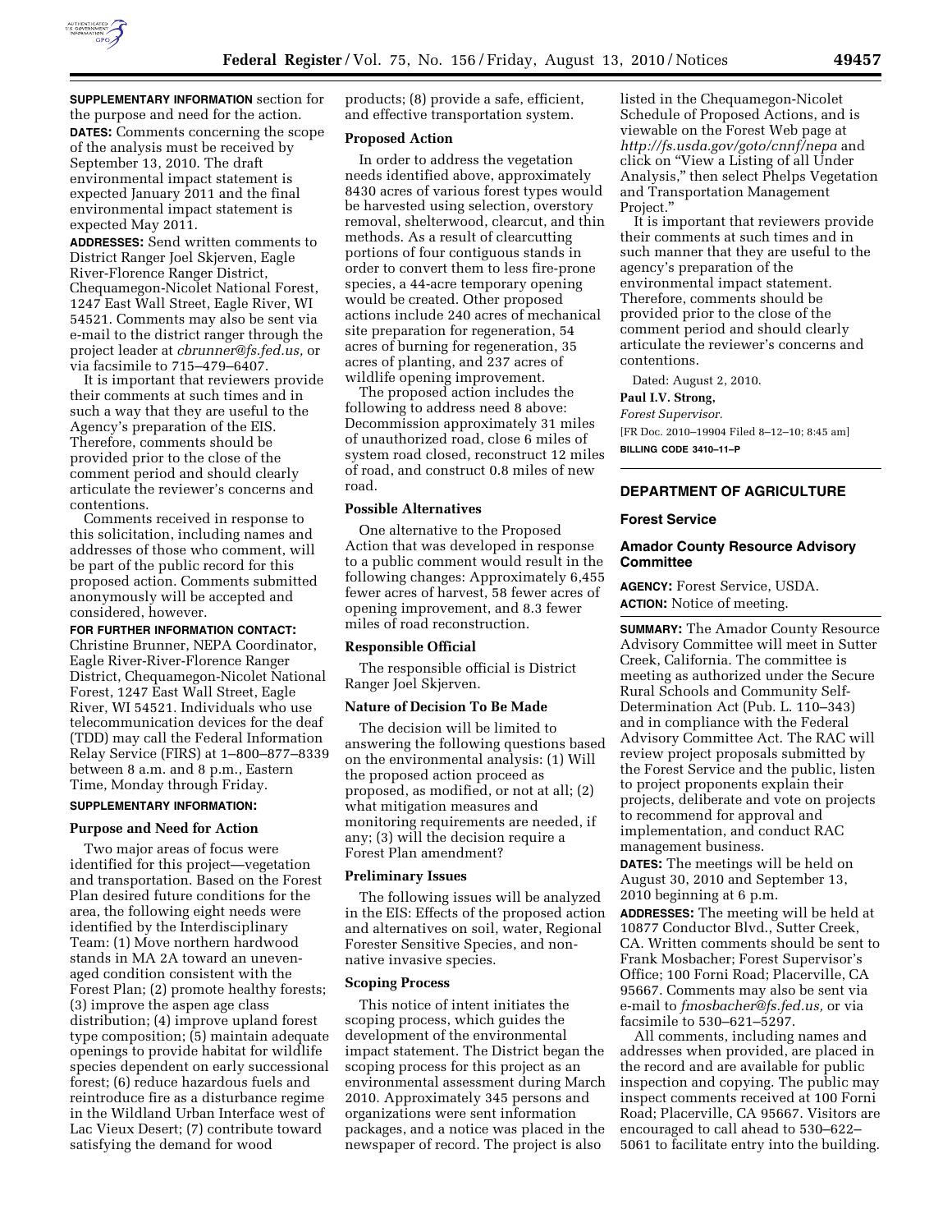**SUPPLEMENTARY INFORMATION** section for the purpose and need for the action.

**DATES:** Comments concerning the scope of the analysis must be received by September 13, 2010. The draft environmental impact statement is expected January 2011 and the final environmental impact statement is expected May 2011.

**ADDRESSES:** Send written comments to District Ranger Joel Skjerven, Eagle River-Florence Ranger District, Chequamegon-Nicolet National Forest, 1247 East Wall Street, Eagle River, WI 54521. Comments may also be sent via e-mail to the district ranger through the project leader at *cbrunner@fs.fed.us,* or via facsimile to 715–479–6407.

It is important that reviewers provide their comments at such times and in such a way that they are useful to the Agency's preparation of the EIS. Therefore, comments should be provided prior to the close of the comment period and should clearly articulate the reviewer's concerns and contentions.

Comments received in response to this solicitation, including names and addresses of those who comment, will be part of the public record for this proposed action. Comments submitted anonymously will be accepted and considered, however.

**FOR FURTHER INFORMATION CONTACT:** Christine Brunner, NEPA Coordinator, Eagle River-River-Florence Ranger District, Chequamegon-Nicolet National Forest, 1247 East Wall Street, Eagle River, WI 54521. Individuals who use telecommunication devices for the deaf (TDD) may call the Federal Information Relay Service (FIRS) at 1–800–877–8339 between 8 a.m. and 8 p.m., Eastern Time, Monday through Friday.

**SUPPLEMENTARY INFORMATION:**

### Purpose and Need for Action

Two major areas of focus were identified for this project—vegetation and transportation. Based on the Forest Plan desired future conditions for the area, the following eight needs were identified by the Interdisciplinary Team: (1) Move northern hardwood stands in MA 2A toward an uneven-aged condition consistent with the Forest Plan; (2) promote healthy forests; (3) improve the aspen age class distribution; (4) improve upland forest type composition; (5) maintain adequate openings to provide habitat for wildlife species dependent on early successional forest; (6) reduce hazardous fuels and reintroduce fire as a disturbance regime in the Wildland Urban Interface west of Lac Vieux Desert; (7) contribute toward satisfying the demand for wood products; (8) provide a safe, efficient, and effective transportation system.

### Proposed Action

In order to address the vegetation needs identified above, approximately 8430 acres of various forest types would be harvested using selection, overstory removal, shelterwood, clearcut, and thin methods. As a result of clearcutting portions of four contiguous stands in order to convert them to less fire-prone species, a 44-acre temporary opening would be created. Other proposed actions include 240 acres of mechanical site preparation for regeneration, 54 acres of burning for regeneration, 35 acres of planting, and 237 acres of wildlife opening improvement.

The proposed action includes the following to address need 8 above: Decommission approximately 31 miles of unauthorized road, close 6 miles of system road closed, reconstruct 12 miles of road, and construct 0.8 miles of new road.

### Possible Alternatives

One alternative to the Proposed Action that was developed in response to a public comment would result in the following changes: Approximately 6,455 fewer acres of harvest, 58 fewer acres of opening improvement, and 8.3 fewer miles of road reconstruction.

### Responsible Official

The responsible official is District Ranger Joel Skjerven.

### Nature of Decision To Be Made

The decision will be limited to answering the following questions based on the environmental analysis: (1) Will the proposed action proceed as proposed, as modified, or not at all; (2) what mitigation measures and monitoring requirements are needed, if any; (3) will the decision require a Forest Plan amendment?

### Preliminary Issues

The following issues will be analyzed in the EIS: Effects of the proposed action and alternatives on soil, water, Regional Forester Sensitive Species, and non-native invasive species.

### Scoping Process

This notice of intent initiates the scoping process, which guides the development of the environmental impact statement. The District began the scoping process for this project as an environmental assessment during March 2010. Approximately 345 persons and organizations were sent information packages, and a notice was placed in the newspaper of record. The project is also listed in the Chequamegon-Nicolet Schedule of Proposed Actions, and is viewable on the Forest Web page at *http://fs.usda.gov/goto/cnnf/nepa* and click on "View a Listing of all Under Analysis," then select Phelps Vegetation and Transportation Management Project."

It is important that reviewers provide their comments at such times and in such manner that they are useful to the agency's preparation of the environmental impact statement. Therefore, comments should be provided prior to the close of the comment period and should clearly articulate the reviewer's concerns and contentions.

Dated: August 2, 2010.

**Paul I.V. Strong,**

*Forest Supervisor.*

[FR Doc. 2010–19904 Filed 8–12–10; 8:45 am]

**BILLING CODE 3410–11–P**

---

## DEPARTMENT OF AGRICULTURE

### Forest Service

### Amador County Resource Advisory Committee

**AGENCY:** Forest Service, USDA.

**ACTION:** Notice of meeting.

**SUMMARY:** The Amador County Resource Advisory Committee will meet in Sutter Creek, California. The committee is meeting as authorized under the Secure Rural Schools and Community Self-Determination Act (Pub. L. 110–343) and in compliance with the Federal Advisory Committee Act. The RAC will review project proposals submitted by the Forest Service and the public, listen to project proponents explain their projects, deliberate and vote on projects to recommend for approval and implementation, and conduct RAC management business.

**DATES:** The meetings will be held on August 30, 2010 and September 13, 2010 beginning at 6 p.m.

**ADDRESSES:** The meeting will be held at 10877 Conductor Blvd., Sutter Creek, CA. Written comments should be sent to Frank Mosbacher; Forest Supervisor's Office; 100 Forni Road; Placerville, CA 95667. Comments may also be sent via e-mail to *fmosbacher@fs.fed.us,* or via facsimile to 530–621–5297.

All comments, including names and addresses when provided, are placed in the record and are available for public inspection and copying. The public may inspect comments received at 100 Forni Road; Placerville, CA 95667. Visitors are encouraged to call ahead to 530–622–5061 to facilitate entry into the building.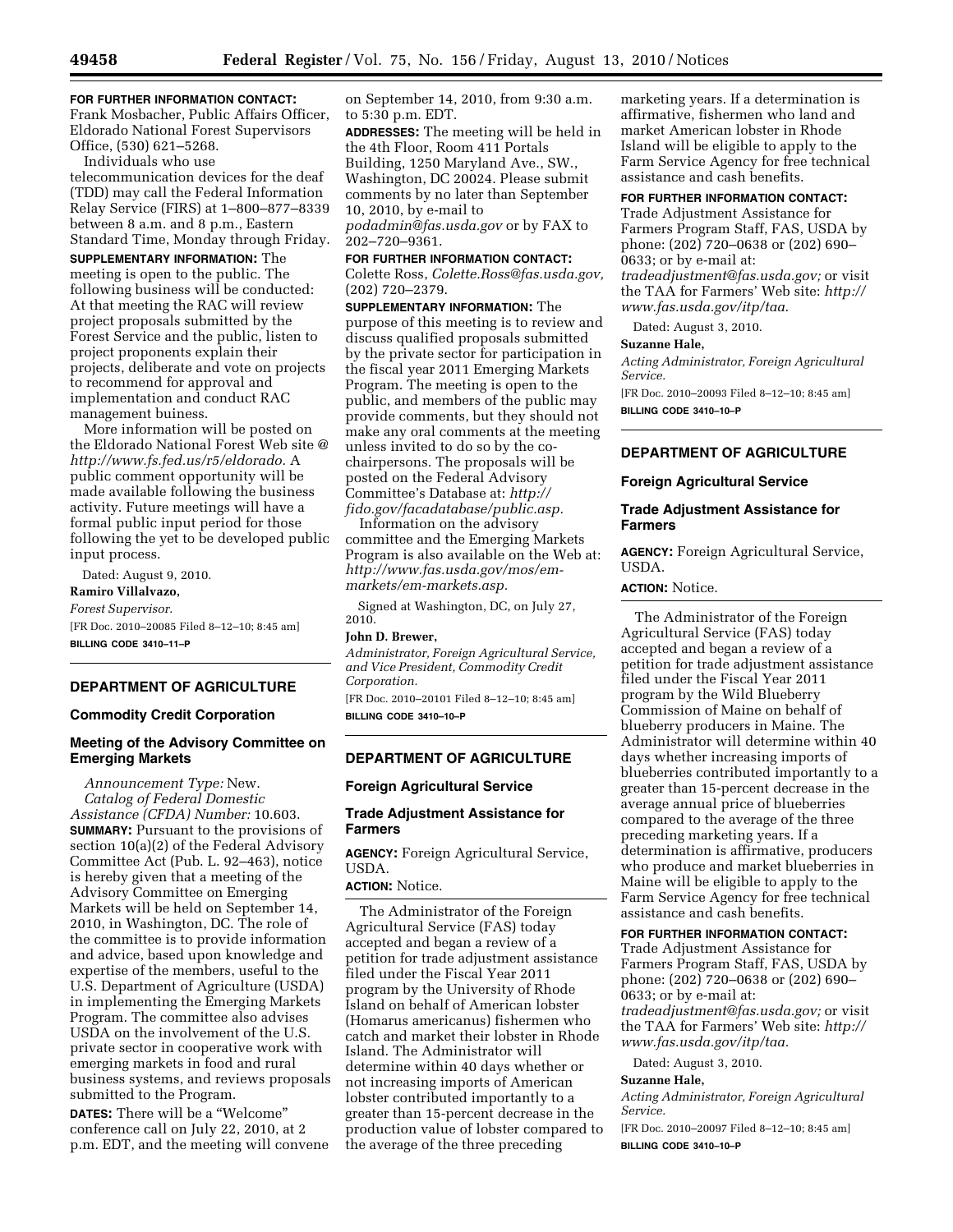**FOR FURTHER INFORMATION CONTACT:** Frank Mosbacher, Public Affairs Officer, Eldorado National Forest Supervisors Office, (530) 621–5268.

Individuals who use telecommunication devices for the deaf (TDD) may call the Federal Information Relay Service (FIRS) at 1–800–877–8339 between 8 a.m. and 8 p.m., Eastern Standard Time, Monday through Friday.

**SUPPLEMENTARY INFORMATION:** The meeting is open to the public. The following business will be conducted: At that meeting the RAC will review project proposals submitted by the Forest Service and the public, listen to project proponents explain their projects, deliberate and vote on projects to recommend for approval and implementation and conduct RAC management buiness.

More information will be posted on the Eldorado National Forest Web site @ *http://www.fs.fed.us/r5/eldorado.* A public comment opportunity will be made available following the business activity. Future meetings will have a formal public input period for those following the yet to be developed public input process.

Dated: August 9, 2010.

**Ramiro Villalvazo,**

*Forest Supervisor.*

[FR Doc. 2010–20085 Filed 8–12–10; 8:45 am]

**BILLING CODE 3410–11–P**

## DEPARTMENT OF AGRICULTURE

### Commodity Credit Corporation

### Meeting of the Advisory Committee on Emerging Markets

*Announcement Type:* New.

*Catalog of Federal Domestic Assistance (CFDA) Number:* 10.603.

**SUMMARY:** Pursuant to the provisions of section 10(a)(2) of the Federal Advisory Committee Act (Pub. L. 92–463), notice is hereby given that a meeting of the Advisory Committee on Emerging Markets will be held on September 14, 2010, in Washington, DC. The role of the committee is to provide information and advice, based upon knowledge and expertise of the members, useful to the U.S. Department of Agriculture (USDA) in implementing the Emerging Markets Program. The committee also advises USDA on the involvement of the U.S. private sector in cooperative work with emerging markets in food and rural business systems, and reviews proposals submitted to the Program.

**DATES:** There will be a "Welcome" conference call on July 22, 2010, at 2 p.m. EDT, and the meeting will convene on September 14, 2010, from 9:30 a.m. to 5:30 p.m. EDT.

**ADDRESSES:** The meeting will be held in the 4th Floor, Room 411 Portals Building, 1250 Maryland Ave., SW., Washington, DC 20024. Please submit comments by no later than September 10, 2010, by e-mail to *podadmin@fas.usda.gov* or by FAX to 202–720–9361.

**FOR FURTHER INFORMATION CONTACT:** Colette Ross, *Colette.Ross@fas.usda.gov,* (202) 720–2379.

**SUPPLEMENTARY INFORMATION:** The purpose of this meeting is to review and discuss qualified proposals submitted by the private sector for participation in the fiscal year 2011 Emerging Markets Program. The meeting is open to the public, and members of the public may provide comments, but they should not make any oral comments at the meeting unless invited to do so by the co-chairpersons. The proposals will be posted on the Federal Advisory Committee's Database at: *http://fido.gov/facadatabase/public.asp.*

Information on the advisory committee and the Emerging Markets Program is also available on the Web at: *http://www.fas.usda.gov/mos/em-markets/em-markets.asp.*

Signed at Washington, DC, on July 27, 2010.

**John D. Brewer,**

*Administrator, Foreign Agricultural Service, and Vice President, Commodity Credit Corporation.*

[FR Doc. 2010–20101 Filed 8–12–10; 8:45 am]

**BILLING CODE 3410–10–P**

## DEPARTMENT OF AGRICULTURE

### Foreign Agricultural Service

### Trade Adjustment Assistance for Farmers

**AGENCY:** Foreign Agricultural Service, USDA.

**ACTION:** Notice.

The Administrator of the Foreign Agricultural Service (FAS) today accepted and began a review of a petition for trade adjustment assistance filed under the Fiscal Year 2011 program by the University of Rhode Island on behalf of American lobster (Homarus americanus) fishermen who catch and market their lobster in Rhode Island. The Administrator will determine within 40 days whether or not increasing imports of American lobster contributed importantly to a greater than 15-percent decrease in the production value of lobster compared to the average of the three preceding marketing years. If a determination is affirmative, fishermen who land and market American lobster in Rhode Island will be eligible to apply to the Farm Service Agency for free technical assistance and cash benefits.

**FOR FURTHER INFORMATION CONTACT:** Trade Adjustment Assistance for Farmers Program Staff, FAS, USDA by phone: (202) 720–0638 or (202) 690–0633; or by e-mail at: *tradeadjustment@fas.usda.gov;* or visit the TAA for Farmers' Web site: *http://www.fas.usda.gov/itp/taa.*

Dated: August 3, 2010.

**Suzanne Hale,**

*Acting Administrator, Foreign Agricultural Service.*

[FR Doc. 2010–20093 Filed 8–12–10; 8:45 am]

**BILLING CODE 3410–10–P**

## DEPARTMENT OF AGRICULTURE

### Foreign Agricultural Service

### Trade Adjustment Assistance for Farmers

**AGENCY:** Foreign Agricultural Service, USDA.

**ACTION:** Notice.

The Administrator of the Foreign Agricultural Service (FAS) today accepted and began a review of a petition for trade adjustment assistance filed under the Fiscal Year 2011 program by the Wild Blueberry Commission of Maine on behalf of blueberry producers in Maine. The Administrator will determine within 40 days whether increasing imports of blueberries contributed importantly to a greater than 15-percent decrease in the average annual price of blueberries compared to the average of the three preceding marketing years. If a determination is affirmative, producers who produce and market blueberries in Maine will be eligible to apply to the Farm Service Agency for free technical assistance and cash benefits.

**FOR FURTHER INFORMATION CONTACT:** Trade Adjustment Assistance for Farmers Program Staff, FAS, USDA by phone: (202) 720–0638 or (202) 690–0633; or by e-mail at: *tradeadjustment@fas.usda.gov;* or visit the TAA for Farmers' Web site: *http://www.fas.usda.gov/itp/taa.*

Dated: August 3, 2010.

**Suzanne Hale,**

*Acting Administrator, Foreign Agricultural Service.*

[FR Doc. 2010–20097 Filed 8–12–10; 8:45 am]

**BILLING CODE 3410–10–P**